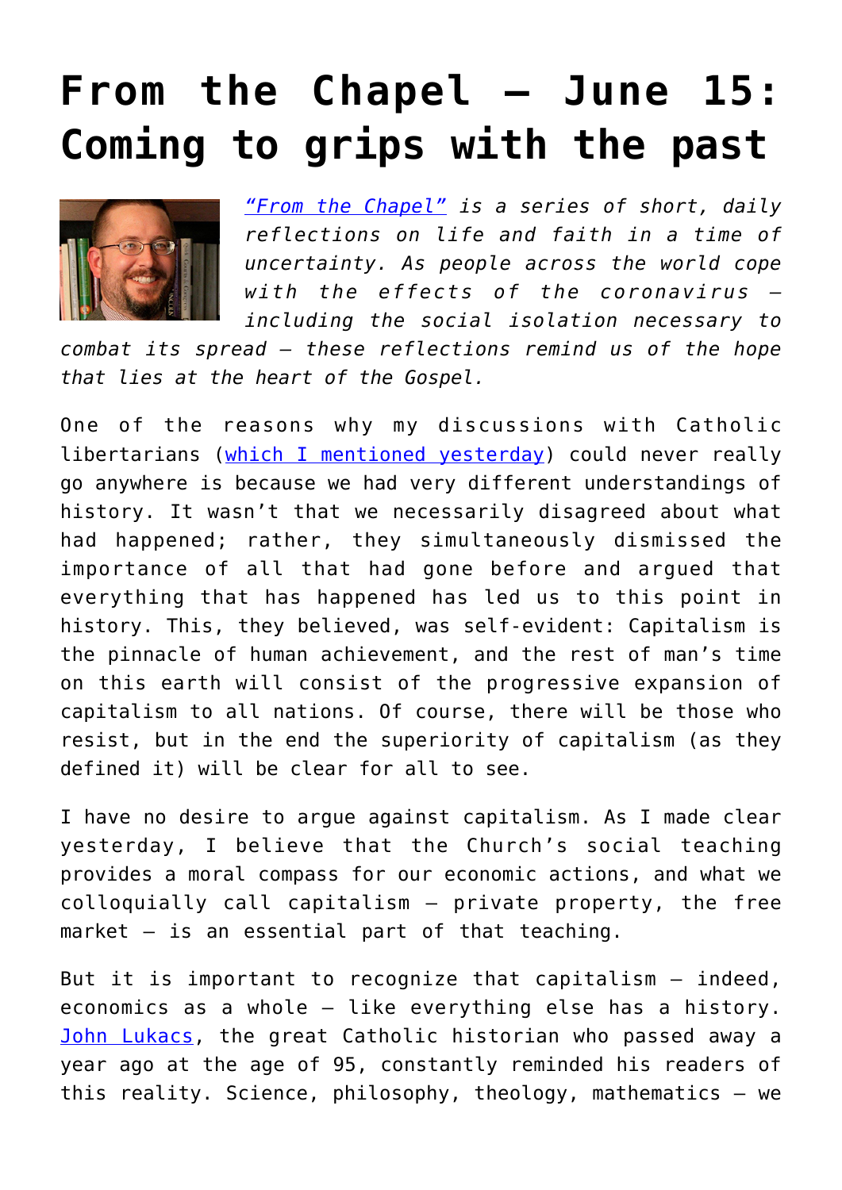# From the Chapel – June 15: Coming to grips with the past

*"From the Chapel" is a series of short, daily reflections on life and faith in a time of uncertainty. As people across the world cope with the effects of the coronavirus – including the social isolation necessary to combat its spread – these reflections remind us of the hope that lies at the heart of the Gospel.*

One of the reasons why my discussions with Catholic libertarians (which I mentioned yesterday) could never really go anywhere is because we had very different understandings of history. It wasn't that we necessarily disagreed about what had happened; rather, they simultaneously dismissed the importance of all that had gone before and argued that everything that has happened has led us to this point in history. This, they believed, was self-evident: Capitalism is the pinnacle of human achievement, and the rest of man's time on this earth will consist of the progressive expansion of capitalism to all nations. Of course, there will be those who resist, but in the end the superiority of capitalism (as they defined it) will be clear for all to see.

I have no desire to argue against capitalism. As I made clear yesterday, I believe that the Church's social teaching provides a moral compass for our economic actions, and what we colloquially call capitalism – private property, the free market – is an essential part of that teaching.

But it is important to recognize that capitalism – indeed, economics as a whole – like everything else has a history. John Lukacs, the great Catholic historian who passed away a year ago at the age of 95, constantly reminded his readers of this reality. Science, philosophy, theology, mathematics – we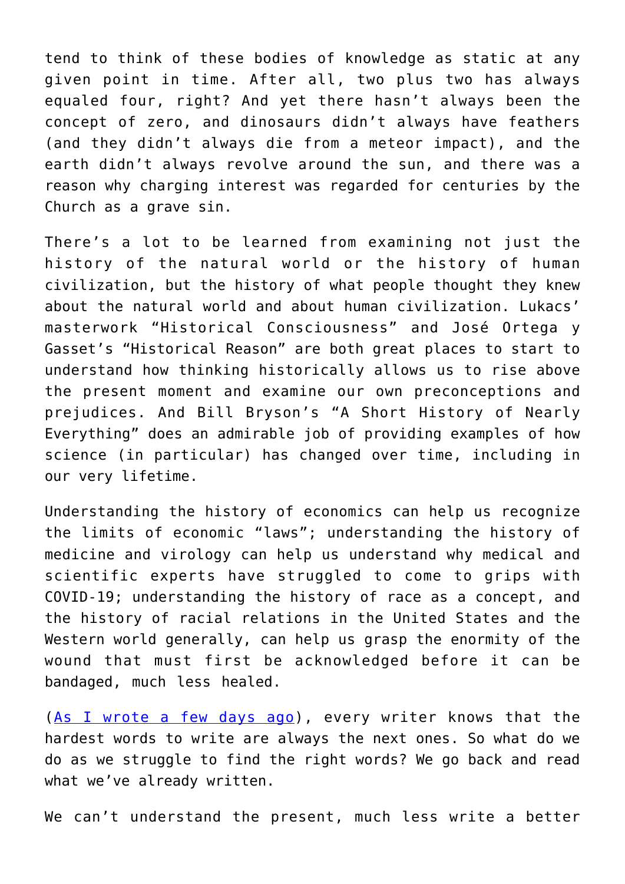tend to think of these bodies of knowledge as static at any given point in time. After all, two plus two has always equaled four, right? And yet there hasn't always been the concept of zero, and dinosaurs didn't always have feathers (and they didn't always die from a meteor impact), and the earth didn't always revolve around the sun, and there was a reason why charging interest was regarded for centuries by the Church as a grave sin.

There's a lot to be learned from examining not just the history of the natural world or the history of human civilization, but the history of what people thought they knew about the natural world and about human civilization. Lukacs' masterwork "Historical Consciousness" and José Ortega y Gasset's "Historical Reason" are both great places to start to understand how thinking historically allows us to rise above the present moment and examine our own preconceptions and prejudices. And Bill Bryson's "A Short History of Nearly Everything" does an admirable job of providing examples of how science (in particular) has changed over time, including in our very lifetime.

Understanding the history of economics can help us recognize the limits of economic "laws"; understanding the history of medicine and virology can help us understand why medical and scientific experts have struggled to come to grips with COVID-19; understanding the history of race as a concept, and the history of racial relations in the United States and the Western world generally, can help us grasp the enormity of the wound that must first be acknowledged before it can be bandaged, much less healed.

(As I wrote a few days ago), every writer knows that the hardest words to write are always the next ones. So what do we do as we struggle to find the right words? We go back and read what we've already written.

We can't understand the present, much less write a better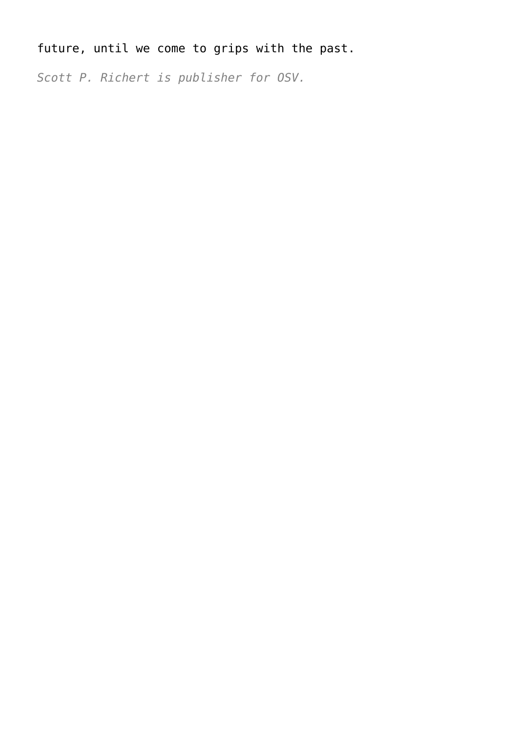future, until we come to grips with the past.

*Scott P. Richert is publisher for OSV.*